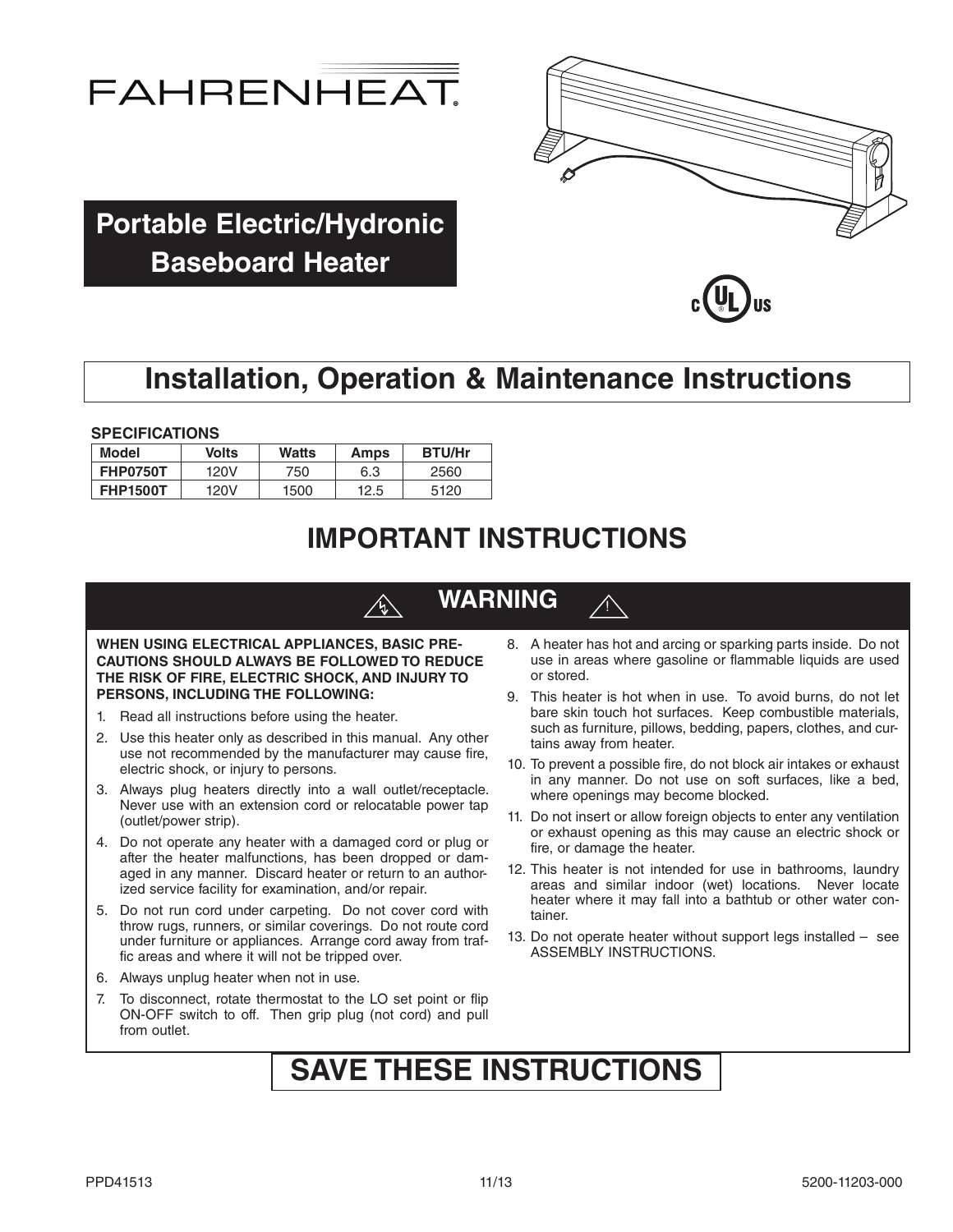# FAHRENHEAT

## Portable Electric/Hydronic Baseboard Heater

# Installation, Operation & Maintenance Instructions

**SPECIFICATIONS**

| Model | Volts | Watts | Amps | BTU/Hr |
|---|---|---|---|---|
| **FHP0750T** | 120V | 750 | 6.3 | 2560 |
| **FHP1500T** | 120V | 1500 | 12.5 | 5120 |

# IMPORTANT INSTRUCTIONS

## WARNING

**WHEN USING ELECTRICAL APPLIANCES, BASIC PRECAUTIONS SHOULD ALWAYS BE FOLLOWED TO REDUCE THE RISK OF FIRE, ELECTRIC SHOCK, AND INJURY TO PERSONS, INCLUDING THE FOLLOWING:**

1. Read all instructions before using the heater.
2. Use this heater only as described in this manual. Any other use not recommended by the manufacturer may cause fire, electric shock, or injury to persons.
3. Always plug heaters directly into a wall outlet/receptacle. Never use with an extension cord or relocatable power tap (outlet/power strip).
4. Do not operate any heater with a damaged cord or plug or after the heater malfunctions, has been dropped or damaged in any manner. Discard heater or return to an authorized service facility for examination, and/or repair.
5. Do not run cord under carpeting. Do not cover cord with throw rugs, runners, or similar coverings. Do not route cord under furniture or appliances. Arrange cord away from traffic areas and where it will not be tripped over.
6. Always unplug heater when not in use.
7. To disconnect, rotate thermostat to the LO set point or flip ON-OFF switch to off. Then grip plug (not cord) and pull from outlet.
8. A heater has hot and arcing or sparking parts inside. Do not use in areas where gasoline or flammable liquids are used or stored.
9. This heater is hot when in use. To avoid burns, do not let bare skin touch hot surfaces. Keep combustible materials, such as furniture, pillows, bedding, papers, clothes, and curtains away from heater.
10. To prevent a possible fire, do not block air intakes or exhaust in any manner. Do not use on soft surfaces, like a bed, where openings may become blocked.
11. Do not insert or allow foreign objects to enter any ventilation or exhaust opening as this may cause an electric shock or fire, or damage the heater.
12. This heater is not intended for use in bathrooms, laundry areas and similar indoor (wet) locations. Never locate heater where it may fall into a bathtub or other water container.
13. Do not operate heater without support legs installed – see ASSEMBLY INSTRUCTIONS.

# SAVE THESE INSTRUCTIONS

PPD41513 11/13 5200-11203-000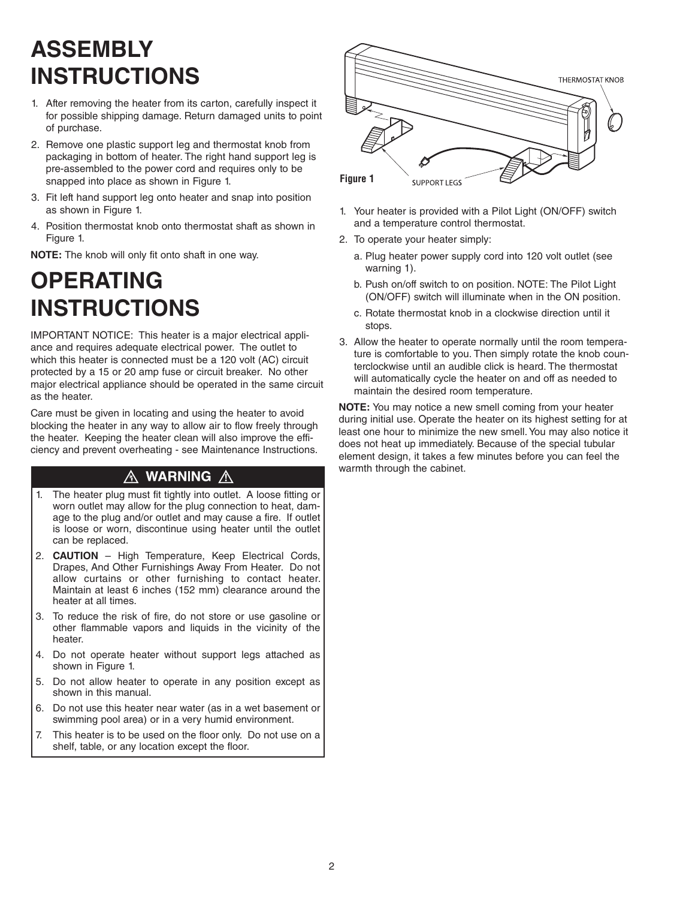# ASSEMBLY INSTRUCTIONS

1. After removing the heater from its carton, carefully inspect it for possible shipping damage. Return damaged units to point of purchase.
2. Remove one plastic support leg and thermostat knob from packaging in bottom of heater. The right hand support leg is pre-assembled to the power cord and requires only to be snapped into place as shown in Figure 1.
3. Fit left hand support leg onto heater and snap into position as shown in Figure 1.
4. Position thermostat knob onto thermostat shaft as shown in Figure 1.

**NOTE:** The knob will only fit onto shaft in one way.

# OPERATING INSTRUCTIONS

IMPORTANT NOTICE: This heater is a major electrical appliance and requires adequate electrical power. The outlet to which this heater is connected must be a 120 volt (AC) circuit protected by a 15 or 20 amp fuse or circuit breaker. No other major electrical appliance should be operated in the same circuit as the heater.

Care must be given in locating and using the heater to avoid blocking the heater in any way to allow air to flow freely through the heater. Keeping the heater clean will also improve the efficiency and prevent overheating - see Maintenance Instructions.

**⚠ WARNING ⚠**

1. The heater plug must fit tightly into outlet. A loose fitting or worn outlet may allow for the plug connection to heat, damage to the plug and/or outlet and may cause a fire. If outlet is loose or worn, discontinue using heater until the outlet can be replaced.
2. **CAUTION** – High Temperature, Keep Electrical Cords, Drapes, And Other Furnishings Away From Heater. Do not allow curtains or other furnishing to contact heater. Maintain at least 6 inches (152 mm) clearance around the heater at all times.
3. To reduce the risk of fire, do not store or use gasoline or other flammable vapors and liquids in the vicinity of the heater.
4. Do not operate heater without support legs attached as shown in Figure 1.
5. Do not allow heater to operate in any position except as shown in this manual.
6. Do not use this heater near water (as in a wet basement or swimming pool area) or in a very humid environment.
7. This heater is to be used on the floor only. Do not use on a shelf, table, or any location except the floor.

THERMOSTAT KNOB

SUPPORT LEGS

**Figure 1**

1. Your heater is provided with a Pilot Light (ON/OFF) switch and a temperature control thermostat.
2. To operate your heater simply:
   a. Plug heater power supply cord into 120 volt outlet (see warning 1).
   b. Push on/off switch to on position. NOTE: The Pilot Light (ON/OFF) switch will illuminate when in the ON position.
   c. Rotate thermostat knob in a clockwise direction until it stops.
3. Allow the heater to operate normally until the room temperature is comfortable to you. Then simply rotate the knob counterclockwise until an audible click is heard. The thermostat will automatically cycle the heater on and off as needed to maintain the desired room temperature.

**NOTE:** You may notice a new smell coming from your heater during initial use. Operate the heater on its highest setting for at least one hour to minimize the new smell. You may also notice it does not heat up immediately. Because of the special tubular element design, it takes a few minutes before you can feel the warmth through the cabinet.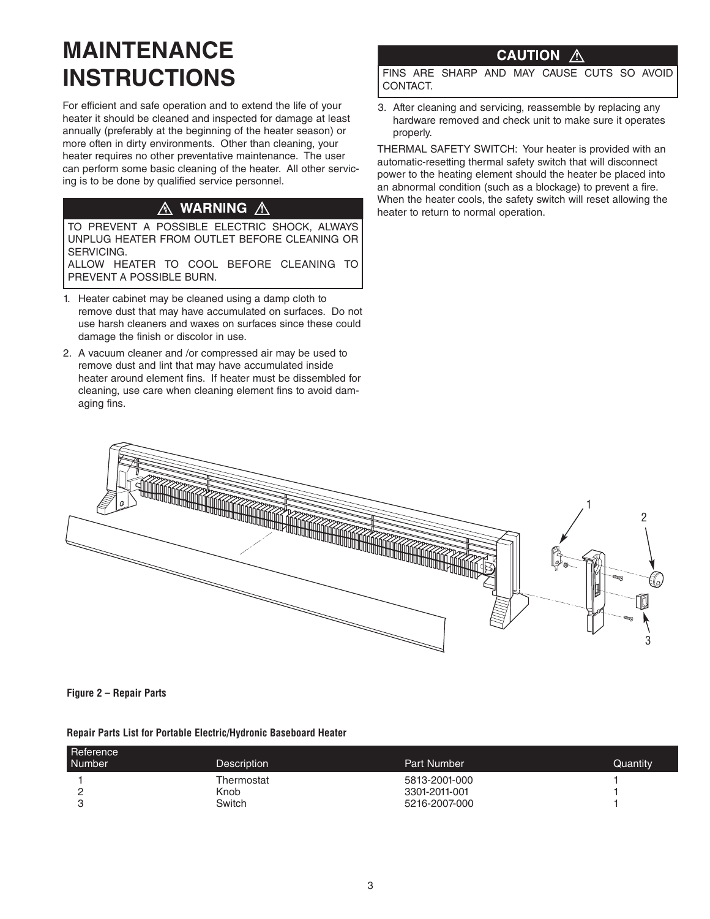# MAINTENANCE INSTRUCTIONS

For efficient and safe operation and to extend the life of your heater it should be cleaned and inspected for damage at least annually (preferably at the beginning of the heater season) or more often in dirty environments. Other than cleaning, your heater requires no other preventative maintenance. The user can perform some basic cleaning of the heater. All other servicing is to be done by qualified service personnel.

**⚠ WARNING ⚠**

TO PREVENT A POSSIBLE ELECTRIC SHOCK, ALWAYS UNPLUG HEATER FROM OUTLET BEFORE CLEANING OR SERVICING.
ALLOW HEATER TO COOL BEFORE CLEANING TO PREVENT A POSSIBLE BURN.

1. Heater cabinet may be cleaned using a damp cloth to remove dust that may have accumulated on surfaces. Do not use harsh cleaners and waxes on surfaces since these could damage the finish or discolor in use.
2. A vacuum cleaner and /or compressed air may be used to remove dust and lint that may have accumulated inside heater around element fins. If heater must be dissembled for cleaning, use care when cleaning element fins to avoid damaging fins.

**CAUTION ⚠**

FINS ARE SHARP AND MAY CAUSE CUTS SO AVOID CONTACT.

3. After cleaning and servicing, reassemble by replacing any hardware removed and check unit to make sure it operates properly.

THERMAL SAFETY SWITCH: Your heater is provided with an automatic-resetting thermal safety switch that will disconnect power to the heating element should the heater be placed into an abnormal condition (such as a blockage) to prevent a fire. When the heater cools, the safety switch will reset allowing the heater to return to normal operation.

**Figure 2 – Repair Parts**

**Repair Parts List for Portable Electric/Hydronic Baseboard Heater**

| Reference Number | Description | Part Number | Quantity |
|---|---|---|---|
| 1 | Thermostat | 5813-2001-000 | 1 |
| 2 | Knob | 3301-2011-001 | 1 |
| 3 | Switch | 5216-2007-000 | 1 |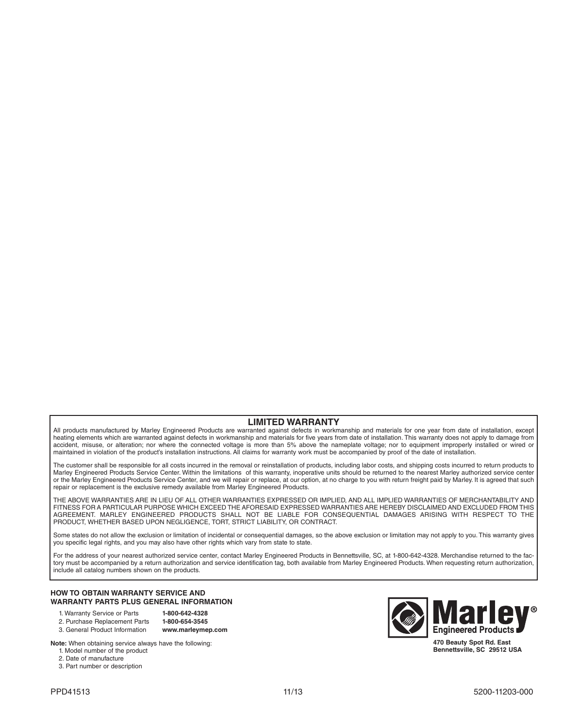## LIMITED WARRANTY

All products manufactured by Marley Engineered Products are warranted against defects in workmanship and materials for one year from date of installation, except heating elements which are warranted against defects in workmanship and materials for five years from date of installation. This warranty does not apply to damage from accident, misuse, or alteration; nor where the connected voltage is more than 5% above the nameplate voltage; nor to equipment improperly installed or wired or maintained in violation of the product's installation instructions. All claims for warranty work must be accompanied by proof of the date of installation.

The customer shall be responsible for all costs incurred in the removal or reinstallation of products, including labor costs, and shipping costs incurred to return products to Marley Engineered Products Service Center. Within the limitations of this warranty, inoperative units should be returned to the nearest Marley authorized service center or the Marley Engineered Products Service Center, and we will repair or replace, at our option, at no charge to you with return freight paid by Marley. It is agreed that such repair or replacement is the exclusive remedy available from Marley Engineered Products.

THE ABOVE WARRANTIES ARE IN LIEU OF ALL OTHER WARRANTIES EXPRESSED OR IMPLIED, AND ALL IMPLIED WARRANTIES OF MERCHANTABILITY AND FITNESS FOR A PARTICULAR PURPOSE WHICH EXCEED THE AFORESAID EXPRESSED WARRANTIES ARE HEREBY DISCLAIMED AND EXCLUDED FROM THIS AGREEMENT. MARLEY ENGINEERED PRODUCTS SHALL NOT BE LIABLE FOR CONSEQUENTIAL DAMAGES ARISING WITH RESPECT TO THE PRODUCT, WHETHER BASED UPON NEGLIGENCE, TORT, STRICT LIABILITY, OR CONTRACT.

Some states do not allow the exclusion or limitation of incidental or consequential damages, so the above exclusion or limitation may not apply to you. This warranty gives you specific legal rights, and you may also have other rights which vary from state to state.

For the address of your nearest authorized service center, contact Marley Engineered Products in Bennettsville, SC, at 1-800-642-4328. Merchandise returned to the factory must be accompanied by a return authorization and service identification tag, both available from Marley Engineered Products. When requesting return authorization, include all catalog numbers shown on the products.

### HOW TO OBTAIN WARRANTY SERVICE AND WARRANTY PARTS PLUS GENERAL INFORMATION

1. Warranty Service or Parts **1-800-642-4328**
2. Purchase Replacement Parts **1-800-654-3545**
3. General Product Information **www.marleymep.com**

**Note:** When obtaining service always have the following:
1. Model number of the product
2. Date of manufacture
3. Part number or description

**Marley® Engineered Products**

**470 Beauty Spot Rd. East**
**Bennettsville, SC 29512 USA**

PPD41513 11/13 5200-11203-000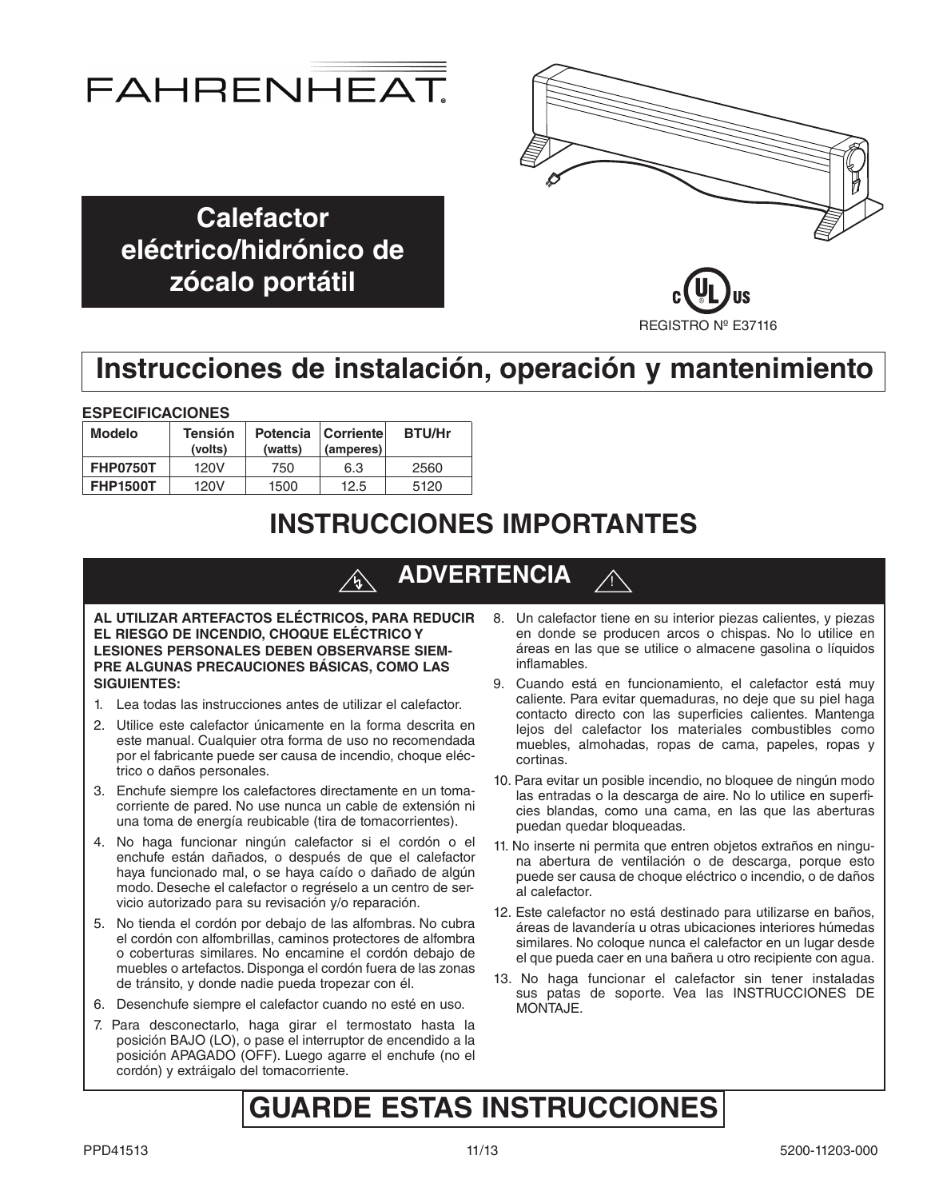# FAHRENHEAT

## Calefactor eléctrico/hidrónico de zócalo portátil

REGISTRO Nº E37116

# Instrucciones de instalación, operación y mantenimiento

**ESPECIFICACIONES**

| Modelo | Tensión (volts) | Potencia (watts) | Corriente (amperes) | BTU/Hr |
|---|---|---|---|---|
| **FHP0750T** | 120V | 750 | 6.3 | 2560 |
| **FHP1500T** | 120V | 1500 | 12.5 | 5120 |

# INSTRUCCIONES IMPORTANTES

## ADVERTENCIA

**AL UTILIZAR ARTEFACTOS ELÉCTRICOS, PARA REDUCIR EL RIESGO DE INCENDIO, CHOQUE ELÉCTRICO Y LESIONES PERSONALES DEBEN OBSERVARSE SIEMPRE ALGUNAS PRECAUCIONES BÁSICAS, COMO LAS SIGUIENTES:**

1. Lea todas las instrucciones antes de utilizar el calefactor.
2. Utilice este calefactor únicamente en la forma descrita en este manual. Cualquier otra forma de uso no recomendada por el fabricante puede ser causa de incendio, choque eléctrico o daños personales.
3. Enchufe siempre los calefactores directamente en un tomacorriente de pared. No use nunca un cable de extensión ni una toma de energía reubicable (tira de tomacorrientes).
4. No haga funcionar ningún calefactor si el cordón o el enchufe están dañados, o después de que el calefactor haya funcionado mal, o se haya caído o dañado de algún modo. Deseche el calefactor o regréselo a un centro de servicio autorizado para su revisación y/o reparación.
5. No tienda el cordón por debajo de las alfombras. No cubra el cordón con alfombrillas, caminos protectores de alfombra o coberturas similares. No encamine el cordón debajo de muebles o artefactos. Disponga el cordón fuera de las zonas de tránsito, y donde nadie pueda tropezar con él.
6. Desenchufe siempre el calefactor cuando no esté en uso.
7. Para desconectarlo, haga girar el termostato hasta la posición BAJO (LO), o pase el interruptor de encendido a la posición APAGADO (OFF). Luego agarre el enchufe (no el cordón) y extráigalo del tomacorriente.
8. Un calefactor tiene en su interior piezas calientes, y piezas en donde se producen arcos o chispas. No lo utilice en áreas en las que se utilice o almacene gasolina o líquidos inflamables.
9. Cuando está en funcionamiento, el calefactor está muy caliente. Para evitar quemaduras, no deje que su piel haga contacto directo con las superficies calientes. Mantenga lejos del calefactor los materiales combustibles como muebles, almohadas, ropas de cama, papeles, ropas y cortinas.
10. Para evitar un posible incendio, no bloquee de ningún modo las entradas o la descarga de aire. No lo utilice en superficies blandas, como una cama, en las que las aberturas puedan quedar bloqueadas.
11. No inserte ni permita que entren objetos extraños en ninguna abertura de ventilación o de descarga, porque esto puede ser causa de choque eléctrico o incendio, o de daños al calefactor.
12. Este calefactor no está destinado para utilizarse en baños, áreas de lavandería u otras ubicaciones interiores húmedas similares. No coloque nunca el calefactor en un lugar desde el que pueda caer en una bañera u otro recipiente con agua.
13. No haga funcionar el calefactor sin tener instaladas sus patas de soporte. Vea las INSTRUCCIONES DE MONTAJE.

# GUARDE ESTAS INSTRUCCIONES

PPD41513 11/13 5200-11203-000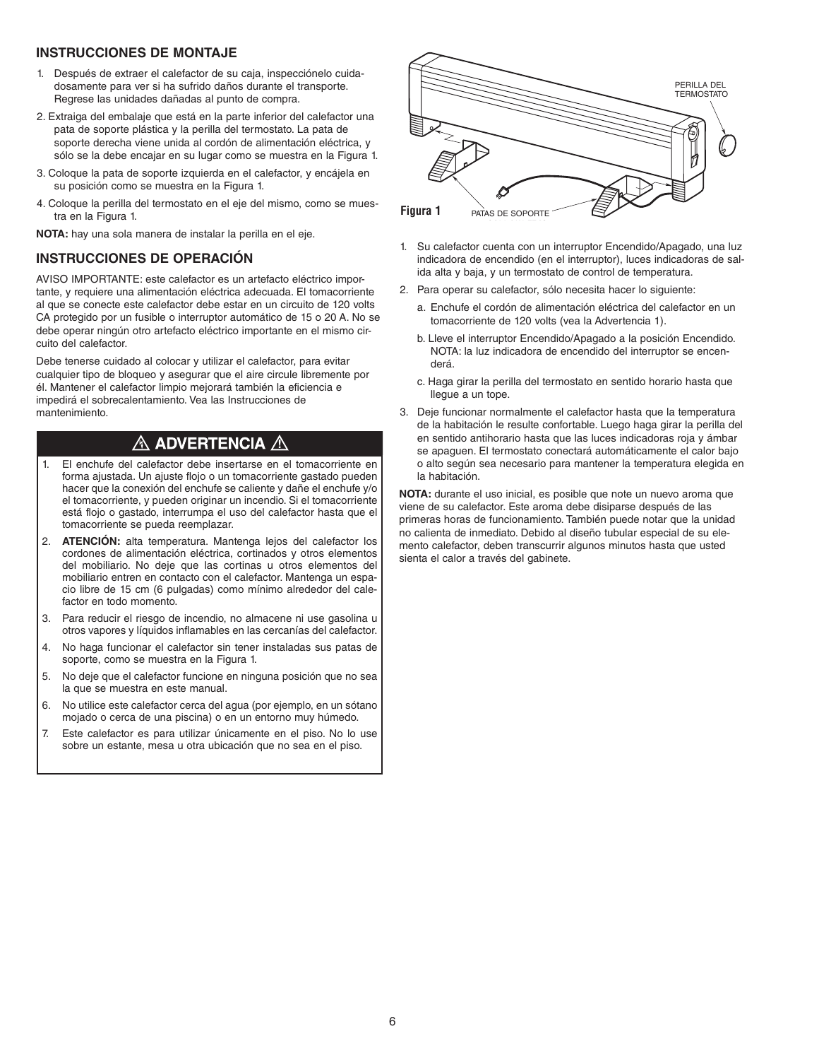## INSTRUCCIONES DE MONTAJE

1. Después de extraer el calefactor de su caja, inspecciónelo cuidadosamente para ver si ha sufrido daños durante el transporte. Regrese las unidades dañadas al punto de compra.
2. Extraiga del embalaje que está en la parte inferior del calefactor una pata de soporte plástica y la perilla del termostato. La pata de soporte derecha viene unida al cordón de alimentación eléctrica, y sólo se la debe encajar en su lugar como se muestra en la Figura 1.
3. Coloque la pata de soporte izquierda en el calefactor, y encájela en su posición como se muestra en la Figura 1.
4. Coloque la perilla del termostato en el eje del mismo, como se muestra en la Figura 1.

**NOTA:** hay una sola manera de instalar la perilla en el eje.

## INSTRUCCIONES DE OPERACIÓN

AVISO IMPORTANTE: este calefactor es un artefacto eléctrico importante, y requiere una alimentación eléctrica adecuada. El tomacorriente al que se conecte este calefactor debe estar en un circuito de 120 volts CA protegido por un fusible o interruptor automático de 15 o 20 A. No se debe operar ningún otro artefacto eléctrico importante en el mismo circuito del calefactor.

Debe tenerse cuidado al colocar y utilizar el calefactor, para evitar cualquier tipo de bloqueo y asegurar que el aire circule libremente por él. Mantener el calefactor limpio mejorará también la eficiencia e impedirá el sobrecalentamiento. Vea las Instrucciones de mantenimiento.

### ⚠ ADVERTENCIA ⚠

1. El enchufe del calefactor debe insertarse en el tomacorriente en forma ajustada. Un ajuste flojo o un tomacorriente gastado pueden hacer que la conexión del enchufe se caliente y dañe el enchufe y/o el tomacorriente, y pueden originar un incendio. Si el tomacorriente está flojo o gastado, interrumpa el uso del calefactor hasta que el tomacorriente se pueda reemplazar.
2. **ATENCIÓN:** alta temperatura. Mantenga lejos del calefactor los cordones de alimentación eléctrica, cortinados y otros elementos del mobiliario. No deje que las cortinas u otros elementos del mobiliario entren en contacto con el calefactor. Mantenga un espacio libre de 15 cm (6 pulgadas) como mínimo alrededor del calefactor en todo momento.
3. Para reducir el riesgo de incendio, no almacene ni use gasolina u otros vapores y líquidos inflamables en las cercanías del calefactor.
4. No haga funcionar el calefactor sin tener instaladas sus patas de soporte, como se muestra en la Figura 1.
5. No deje que el calefactor funcione en ninguna posición que no sea la que se muestra en este manual.
6. No utilice este calefactor cerca del agua (por ejemplo, en un sótano mojado o cerca de una piscina) o en un entorno muy húmedo.
7. Este calefactor es para utilizar únicamente en el piso. No lo use sobre un estante, mesa u otra ubicación que no sea en el piso.

PERILLA DEL TERMOSTATO

PATAS DE SOPORTE

**Figura 1**

1. Su calefactor cuenta con un interruptor Encendido/Apagado, una luz indicadora de encendido (en el interruptor), luces indicadoras de salida alta y baja, y un termostato de control de temperatura.
2. Para operar su calefactor, sólo necesita hacer lo siguiente:
   a. Enchufe el cordón de alimentación eléctrica del calefactor en un tomacorriente de 120 volts (vea la Advertencia 1).
   b. Lleve el interruptor Encendido/Apagado a la posición Encendido. NOTA: la luz indicadora de encendido del interruptor se encenderá.
   c. Haga girar la perilla del termostato en sentido horario hasta que llegue a un tope.
3. Deje funcionar normalmente el calefactor hasta que la temperatura de la habitación le resulte confortable. Luego haga girar la perilla del en sentido antihorario hasta que las luces indicadoras roja y ámbar se apaguen. El termostato conectará automáticamente el calor bajo o alto según sea necesario para mantener la temperatura elegida en la habitación.

**NOTA:** durante el uso inicial, es posible que note un nuevo aroma que viene de su calefactor. Este aroma debe disiparse después de las primeras horas de funcionamiento. También puede notar que la unidad no calienta de inmediato. Debido al diseño tubular especial de su elemento calefactor, deben transcurrir algunos minutos hasta que usted sienta el calor a través del gabinete.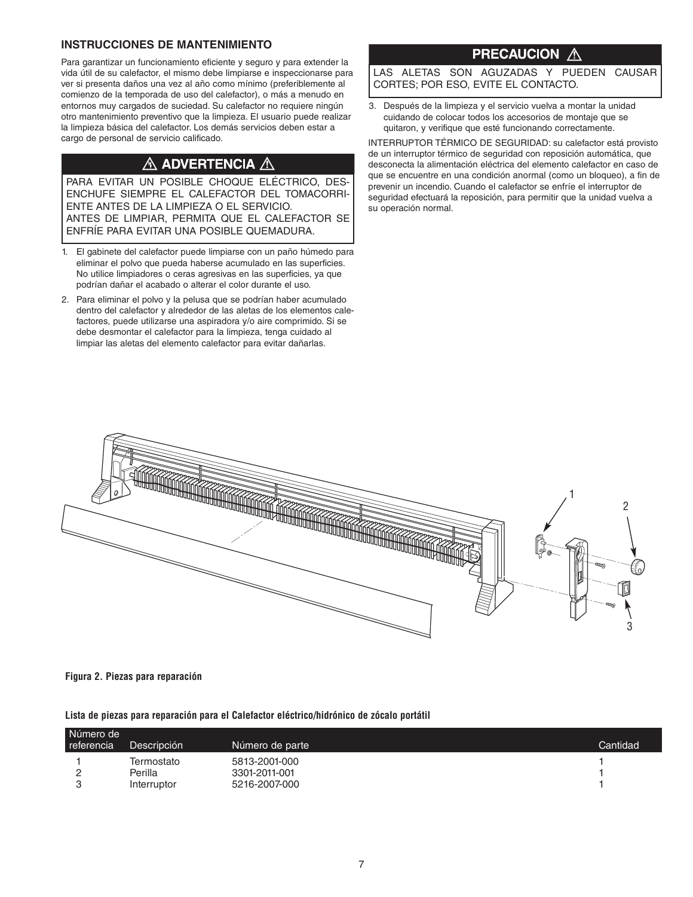## INSTRUCCIONES DE MANTENIMIENTO

Para garantizar un funcionamiento eficiente y seguro y para extender la vida útil de su calefactor, el mismo debe limpiarse e inspeccionarse para ver si presenta daños una vez al año como mínimo (preferiblemente al comienzo de la temporada de uso del calefactor), o más a menudo en entornos muy cargados de suciedad. Su calefactor no requiere ningún otro mantenimiento preventivo que la limpieza. El usuario puede realizar la limpieza básica del calefactor. Los demás servicios deben estar a cargo de personal de servicio calificado.

> **⚠ ADVERTENCIA ⚠**
>
> PARA EVITAR UN POSIBLE CHOQUE ELÉCTRICO, DESENCHUFE SIEMPRE EL CALEFACTOR DEL TOMACORRIENTE ANTES DE LA LIMPIEZA O EL SERVICIO.
> ANTES DE LIMPIAR, PERMITA QUE EL CALEFACTOR SE ENFRÍE PARA EVITAR UNA POSIBLE QUEMADURA.

1. El gabinete del calefactor puede limpiarse con un paño húmedo para eliminar el polvo que pueda haberse acumulado en las superficies. No utilice limpiadores o ceras agresivas en las superficies, ya que podrían dañar el acabado o alterar el color durante el uso.
2. Para eliminar el polvo y la pelusa que se podrían haber acumulado dentro del calefactor y alrededor de las aletas de los elementos calefactores, puede utilizarse una aspiradora y/o aire comprimido. Si se debe desmontar el calefactor para la limpieza, tenga cuidado al limpiar las aletas del elemento calefactor para evitar dañarlas.

> **PRECAUCION ⚠**
>
> LAS ALETAS SON AGUZADAS Y PUEDEN CAUSAR CORTES; POR ESO, EVITE EL CONTACTO.

3. Después de la limpieza y el servicio vuelva a montar la unidad cuidando de colocar todos los accesorios de montaje que se quitaron, y verifique que esté funcionando correctamente.

INTERRUPTOR TÉRMICO DE SEGURIDAD: su calefactor está provisto de un interruptor térmico de seguridad con reposición automática, que desconecta la alimentación eléctrica del elemento calefactor en caso de que se encuentre en una condición anormal (como un bloqueo), a fin de prevenir un incendio. Cuando el calefactor se enfríe el interruptor de seguridad efectuará la reposición, para permitir que la unidad vuelva a su operación normal.

**Figura 2. Piezas para reparación**

**Lista de piezas para reparación para el Calefactor eléctrico/hidrónico de zócalo portátil**

| Número de referencia | Descripción | Número de parte | Cantidad |
|---|---|---|---|
| 1 | Termostato | 5813-2001-000 | 1 |
| 2 | Perilla | 3301-2011-001 | 1 |
| 3 | Interruptor | 5216-2007-000 | 1 |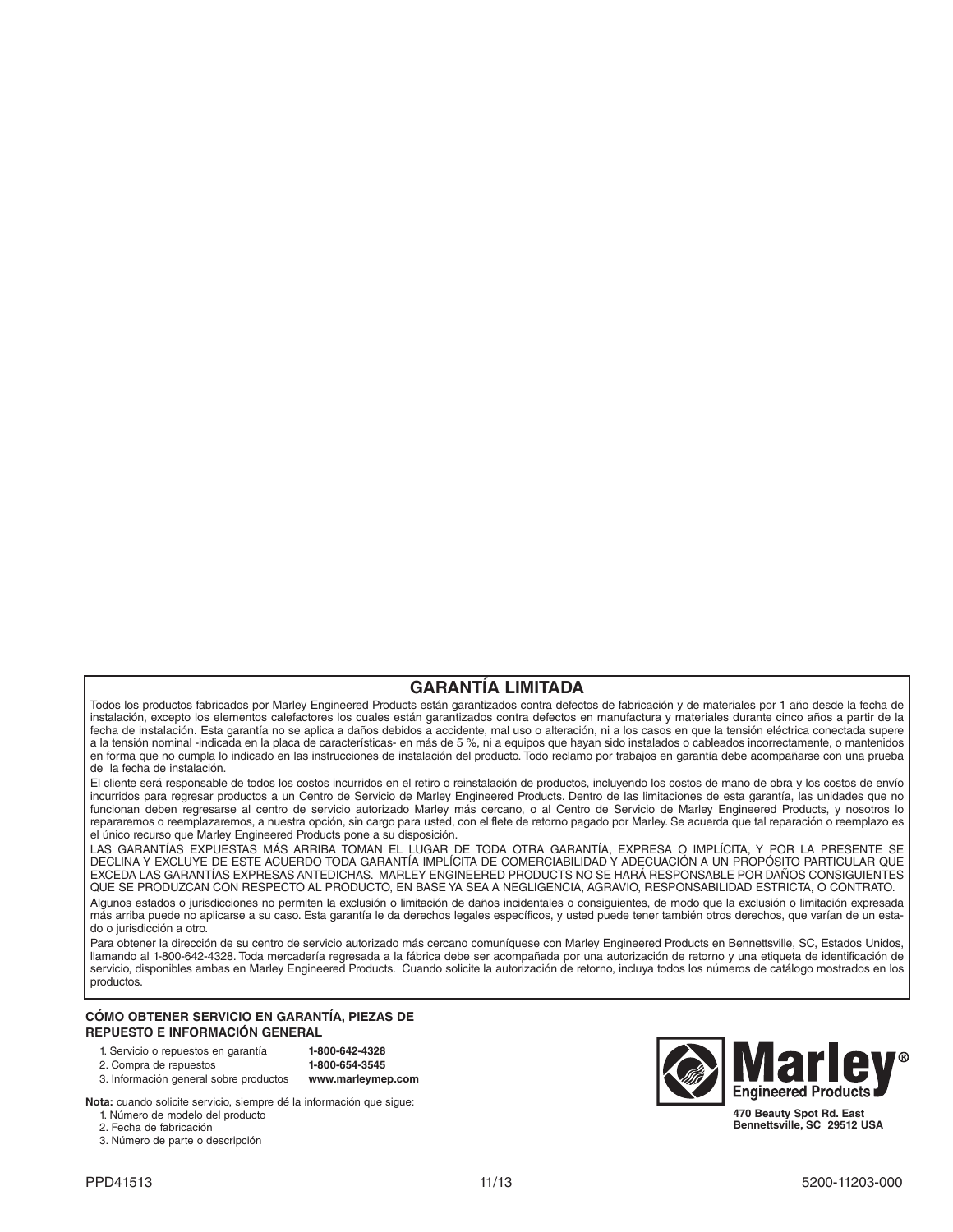## GARANTÍA LIMITADA

Todos los productos fabricados por Marley Engineered Products están garantizados contra defectos de fabricación y de materiales por 1 año desde la fecha de instalación, excepto los elementos calefactores los cuales están garantizados contra defectos en manufactura y materiales durante cinco años a partir de la fecha de instalación. Esta garantía no se aplica a daños debidos a accidente, mal uso o alteración, ni a los casos en que la tensión eléctrica conectada supere a la tensión nominal -indicada en la placa de características- en más de 5 %, ni a equipos que hayan sido instalados o cableados incorrectamente, o mantenidos en forma que no cumpla lo indicado en las instrucciones de instalación del producto. Todo reclamo por trabajos en garantía debe acompañarse con una prueba de la fecha de instalación.

El cliente será responsable de todos los costos incurridos en el retiro o reinstalación de productos, incluyendo los costos de mano de obra y los costos de envío incurridos para regresar productos a un Centro de Servicio de Marley Engineered Products. Dentro de las limitaciones de esta garantía, las unidades que no funcionan deben regresarse al centro de servicio autorizado Marley más cercano, o al Centro de Servicio de Marley Engineered Products, y nosotros lo repararemos o reemplazaremos, a nuestra opción, sin cargo para usted, con el flete de retorno pagado por Marley. Se acuerda que tal reparación o reemplazo es el único recurso que Marley Engineered Products pone a su disposición.

LAS GARANTÍAS EXPUESTAS MÁS ARRIBA TOMAN EL LUGAR DE TODA OTRA GARANTÍA, EXPRESA O IMPLÍCITA, Y POR LA PRESENTE SE DECLINA Y EXCLUYE DE ESTE ACUERDO TODA GARANTÍA IMPLÍCITA DE COMERCIABILIDAD Y ADECUACIÓN A UN PROPÓSITO PARTICULAR QUE EXCEDA LAS GARANTÍAS EXPRESAS ANTEDICHAS. MARLEY ENGINEERED PRODUCTS NO SE HARÁ RESPONSABLE POR DAÑOS CONSIGUIENTES QUE SE PRODUZCAN CON RESPECTO AL PRODUCTO, EN BASE YA SEA A NEGLIGENCIA, AGRAVIO, RESPONSABILIDAD ESTRICTA, O CONTRATO.

Algunos estados o jurisdicciones no permiten la exclusión o limitación de daños incidentales o consiguientes, de modo que la exclusión o limitación expresada más arriba puede no aplicarse a su caso. Esta garantía le da derechos legales específicos, y usted puede tener también otros derechos, que varían de un estado o jurisdicción a otro.

Para obtener la dirección de su centro de servicio autorizado más cercano comuníquese con Marley Engineered Products en Bennettsville, SC, Estados Unidos, llamando al 1-800-642-4328. Toda mercadería regresada a la fábrica debe ser acompañada por una autorización de retorno y una etiqueta de identificación de servicio, disponibles ambas en Marley Engineered Products. Cuando solicite la autorización de retorno, incluya todos los números de catálogo mostrados en los productos.

**CÓMO OBTENER SERVICIO EN GARANTÍA, PIEZAS DE REPUESTO E INFORMACIÓN GENERAL**

1. Servicio o repuestos en garantía **1-800-642-4328**
2. Compra de repuestos **1-800-654-3545**
3. Información general sobre productos **www.marleymep.com**

**Nota:** cuando solicite servicio, siempre dé la información que sigue:

1. Número de modelo del producto
2. Fecha de fabricación
3. Número de parte o descripción

**Marley® Engineered Products**

**470 Beauty Spot Rd. East**
**Bennettsville, SC 29512 USA**

PPD41513 11/13 5200-11203-000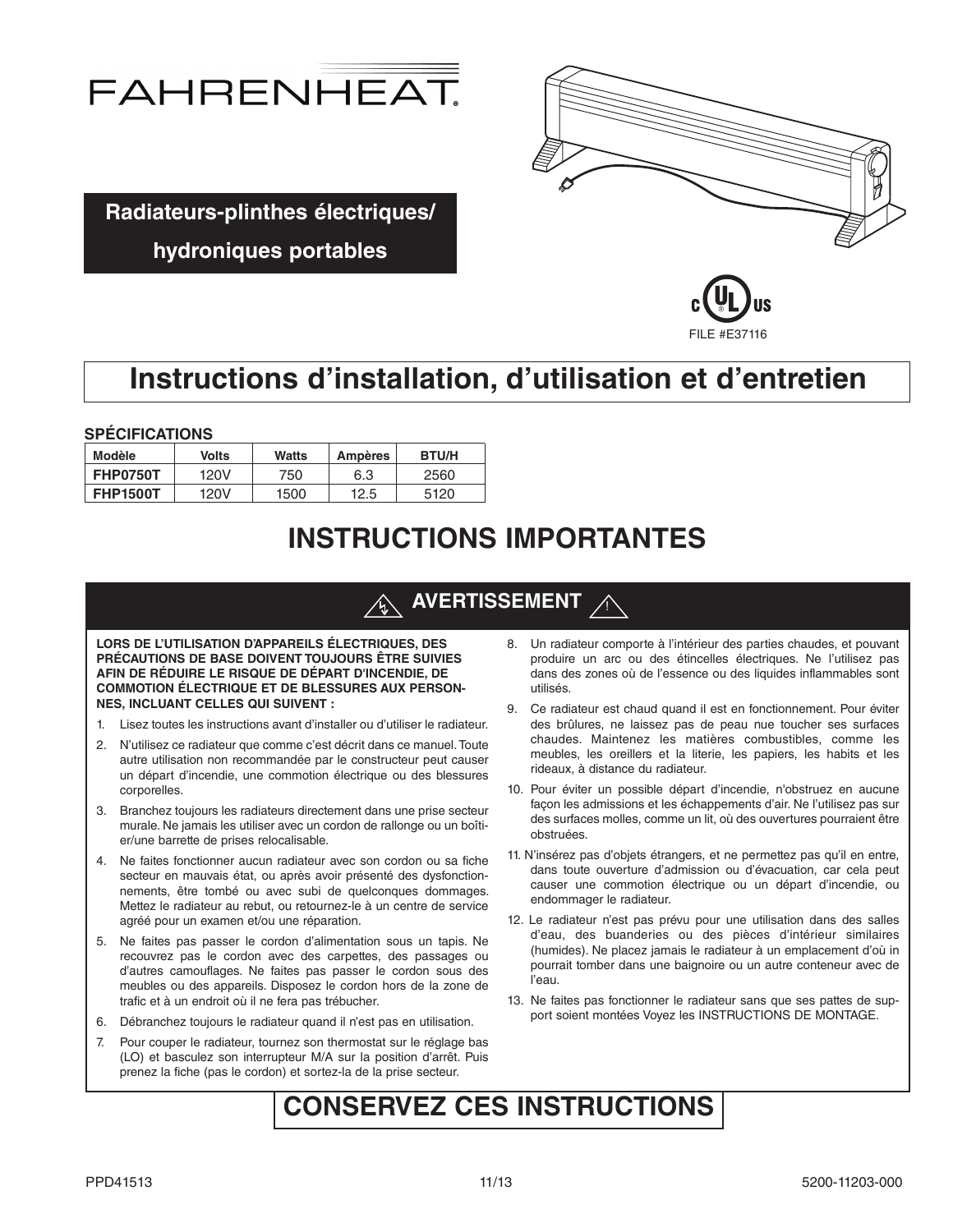# FAHRENHEAT

**Radiateurs-plinthes électriques/ hydroniques portables**

FILE #E37116

# Instructions d'installation, d'utilisation et d'entretien

### SPÉCIFICATIONS

| Modèle | Volts | Watts | Ampères | BTU/H |
|---|---|---|---|---|
| **FHP0750T** | 120V | 750 | 6.3 | 2560 |
| **FHP1500T** | 120V | 1500 | 12.5 | 5120 |

# INSTRUCTIONS IMPORTANTES

## AVERTISSEMENT

**LORS DE L'UTILISATION D'APPAREILS ÉLECTRIQUES, DES PRÉCAUTIONS DE BASE DOIVENT TOUJOURS ÊTRE SUIVIES AFIN DE RÉDUIRE LE RISQUE DE DÉPART D'INCENDIE, DE COMMOTION ÉLECTRIQUE ET DE BLESSURES AUX PERSONNES, INCLUANT CELLES QUI SUIVENT :**

1. Lisez toutes les instructions avant d'installer ou d'utiliser le radiateur.
2. N'utilisez ce radiateur que comme c'est décrit dans ce manuel. Toute autre utilisation non recommandée par le constructeur peut causer un départ d'incendie, une commotion électrique ou des blessures corporelles.
3. Branchez toujours les radiateurs directement dans une prise secteur murale. Ne jamais les utiliser avec un cordon de rallonge ou un boîtier/une barrette de prises relocalisable.
4. Ne faites fonctionner aucun radiateur avec son cordon ou sa fiche secteur en mauvais état, ou après avoir présenté des dysfonctionnements, être tombé ou avec subi de quelconques dommages. Mettez le radiateur au rebut, ou retournez-le à un centre de service agréé pour un examen et/ou une réparation.
5. Ne faites pas passer le cordon d'alimentation sous un tapis. Ne recouvrez pas le cordon avec des carpettes, des passages ou d'autres camouflages. Ne faites pas passer le cordon sous des meubles ou des appareils. Disposez le cordon hors de la zone de trafic et à un endroit où il ne fera pas trébucher.
6. Débranchez toujours le radiateur quand il n'est pas en utilisation.
7. Pour couper le radiateur, tournez son thermostat sur le réglage bas (LO) et basculez son interrupteur M/A sur la position d'arrêt. Puis prenez la fiche (pas le cordon) et sortez-la de la prise secteur.
8. Un radiateur comporte à l'intérieur des parties chaudes, et pouvant produire un arc ou des étincelles électriques. Ne l'utilisez pas dans des zones où de l'essence ou des liquides inflammables sont utilisés.
9. Ce radiateur est chaud quand il est en fonctionnement. Pour éviter des brûlures, ne laissez pas de peau nue toucher ses surfaces chaudes. Maintenez les matières combustibles, comme les meubles, les oreillers et la literie, les papiers, les habits et les rideaux, à distance du radiateur.
10. Pour éviter un possible départ d'incendie, n'obstruez en aucune façon les admissions et les échappements d'air. Ne l'utilisez pas sur des surfaces molles, comme un lit, où des ouvertures pourraient être obstruées.
11. N'insérez pas d'objets étrangers, et ne permettez pas qu'il en entre, dans toute ouverture d'admission ou d'évacuation, car cela peut causer une commotion électrique ou un départ d'incendie, ou endommager le radiateur.
12. Le radiateur n'est pas prévu pour une utilisation dans des salles d'eau, des buanderies ou des pièces d'intérieur similaires (humides). Ne placez jamais le radiateur à un emplacement d'où in pourrait tomber dans une baignoire ou un autre conteneur avec de l'eau.
13. Ne faites pas fonctionner le radiateur sans que ses pattes de support soient montées Voyez les INSTRUCTIONS DE MONTAGE.

# CONSERVEZ CES INSTRUCTIONS

PPD41513 11/13 5200-11203-000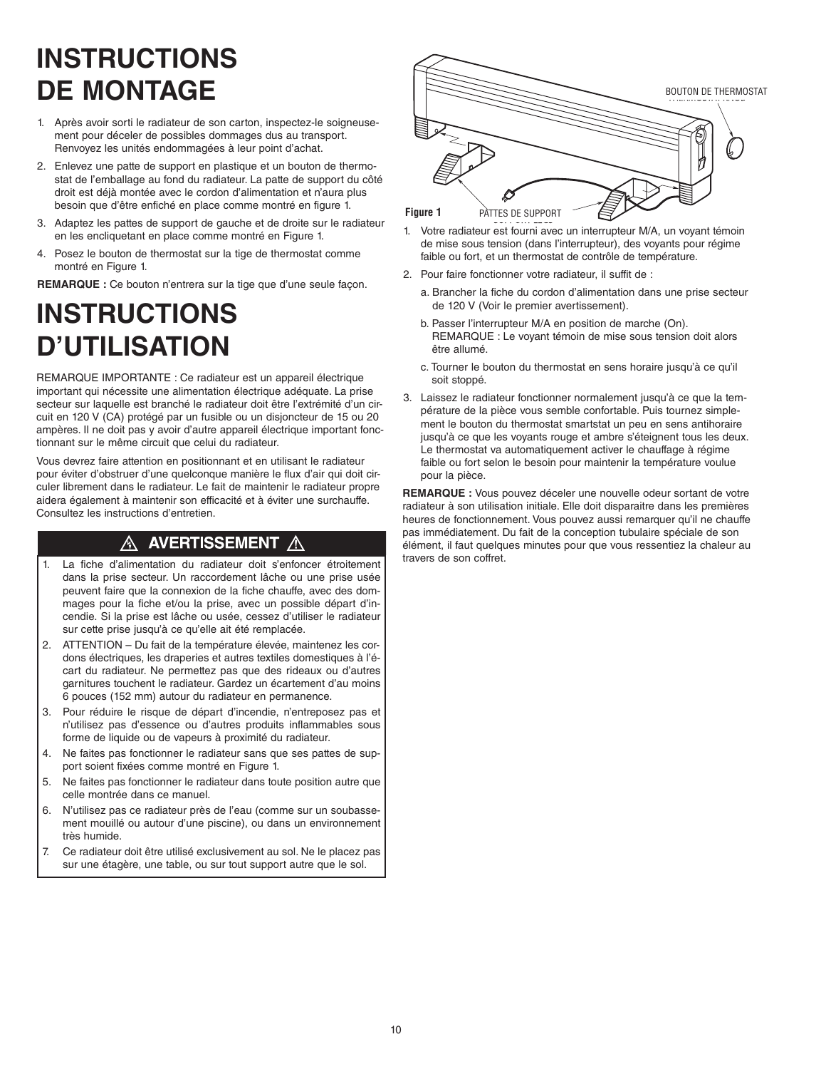# INSTRUCTIONS DE MONTAGE

1. Après avoir sorti le radiateur de son carton, inspectez-le soigneusement pour déceler de possibles dommages dus au transport. Renvoyez les unités endommagées à leur point d'achat.
2. Enlevez une patte de support en plastique et un bouton de thermostat de l'emballage au fond du radiateur. La patte de support du côté droit est déjà montée avec le cordon d'alimentation et n'aura plus besoin que d'être enfiché en place comme montré en figure 1.
3. Adaptez les pattes de support de gauche et de droite sur le radiateur en les encliquetant en place comme montré en Figure 1.
4. Posez le bouton de thermostat sur la tige de thermostat comme montré en Figure 1.

**REMARQUE :** Ce bouton n'entrera sur la tige que d'une seule façon.

BOUTON DE THERMOSTAT

PATTES DE SUPPORT

**Figure 1**

# INSTRUCTIONS D'UTILISATION

REMARQUE IMPORTANTE : Ce radiateur est un appareil électrique important qui nécessite une alimentation électrique adéquate. La prise secteur sur laquelle est branché le radiateur doit être l'extrémité d'un circuit en 120 V (CA) protégé par un fusible ou un disjoncteur de 15 ou 20 ampères. Il ne doit pas y avoir d'autre appareil électrique important fonctionnant sur le même circuit que celui du radiateur.

Vous devrez faire attention en positionnant et en utilisant le radiateur pour éviter d'obstruer d'une quelconque manière le flux d'air qui doit circuler librement dans le radiateur. Le fait de maintenir le radiateur propre aidera également à maintenir son efficacité et à éviter une surchauffe. Consultez les instructions d'entretien.

## ⚠ AVERTISSEMENT ⚠

1. La fiche d'alimentation du radiateur doit s'enfoncer étroitement dans la prise secteur. Un raccordement lâche ou une prise usée peuvent faire que la connexion de la fiche chauffe, avec des dommages pour la fiche et/ou la prise, avec un possible départ d'incendie. Si la prise est lâche ou usée, cessez d'utiliser le radiateur sur cette prise jusqu'à ce qu'elle ait été remplacée.
2. ATTENTION – Du fait de la température élevée, maintenez les cordons électriques, les draperies et autres textiles domestiques à l'écart du radiateur. Ne permettez pas que des rideaux ou d'autres garnitures touchent le radiateur. Gardez un écartement d'au moins 6 pouces (152 mm) autour du radiateur en permanence.
3. Pour réduire le risque de départ d'incendie, n'entreposez pas et n'utilisez pas d'essence ou d'autres produits inflammables sous forme de liquide ou de vapeurs à proximité du radiateur.
4. Ne faites pas fonctionner le radiateur sans que ses pattes de support soient fixées comme montré en Figure 1.
5. Ne faites pas fonctionner le radiateur dans toute position autre que celle montrée dans ce manuel.
6. N'utilisez pas ce radiateur près de l'eau (comme sur un soubassement mouillé ou autour d'une piscine), ou dans un environnement très humide.
7. Ce radiateur doit être utilisé exclusivement au sol. Ne le placez pas sur une étagère, une table, ou sur tout support autre que le sol.

1. Votre radiateur est fourni avec un interrupteur M/A, un voyant témoin de mise sous tension (dans l'interrupteur), des voyants pour régime faible ou fort, et un thermostat de contrôle de température.
2. Pour faire fonctionner votre radiateur, il suffit de :
   a. Brancher la fiche du cordon d'alimentation dans une prise secteur de 120 V (Voir le premier avertissement).
   b. Passer l'interrupteur M/A en position de marche (On). REMARQUE : Le voyant témoin de mise sous tension doit alors être allumé.
   c. Tourner le bouton du thermostat en sens horaire jusqu'à ce qu'il soit stoppé.
3. Laissez le radiateur fonctionner normalement jusqu'à ce que la température de la pièce vous semble confortable. Puis tournez simplement le bouton du thermostat smartstat un peu en sens antihoraire jusqu'à ce que les voyants rouge et ambre s'éteignent tous les deux. Le thermostat va automatiquement activer le chauffage à régime faible ou fort selon le besoin pour maintenir la température voulue pour la pièce.

**REMARQUE :** Vous pouvez déceler une nouvelle odeur sortant de votre radiateur à son utilisation initiale. Elle doit disparaître dans les premières heures de fonctionnement. Vous pouvez aussi remarquer qu'il ne chauffe pas immédiatement. Du fait de la conception tubulaire spéciale de son élément, il faut quelques minutes pour que vous ressentiez la chaleur au travers de son coffret.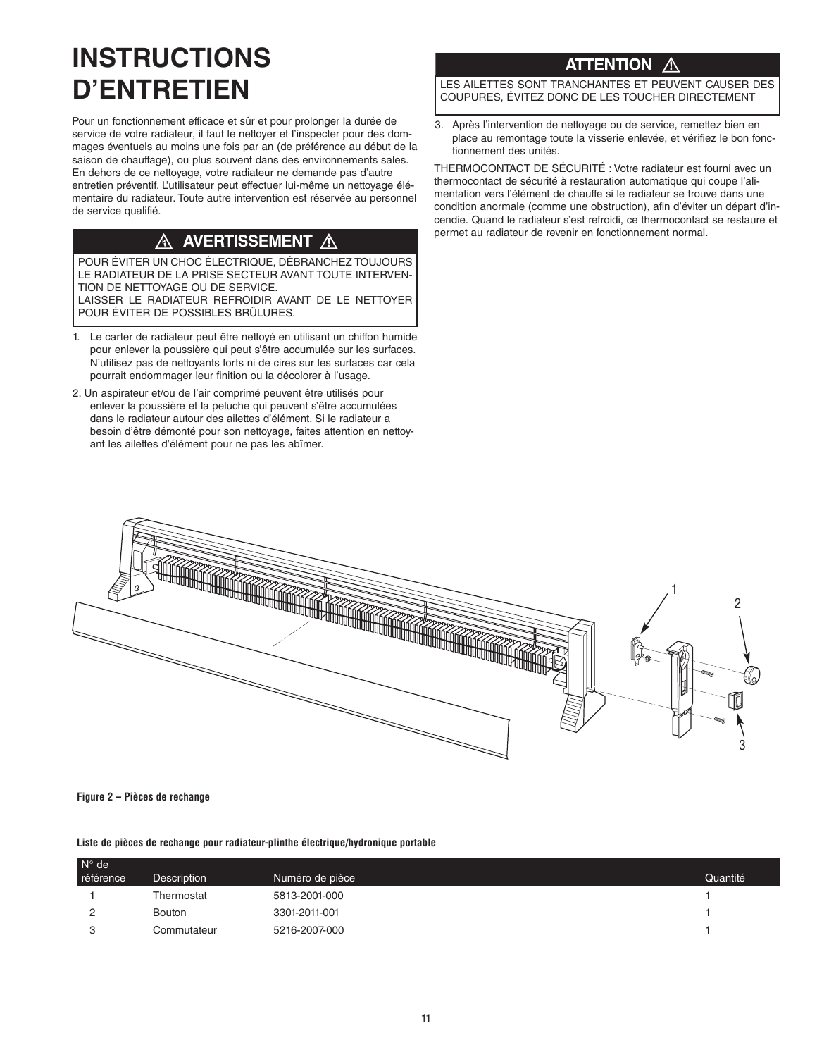# INSTRUCTIONS D'ENTRETIEN

Pour un fonctionnement efficace et sûr et pour prolonger la durée de service de votre radiateur, il faut le nettoyer et l'inspecter pour des dommages éventuels au moins une fois par an (de préférence au début de la saison de chauffage), ou plus souvent dans des environnements sales. En dehors de ce nettoyage, votre radiateur ne demande pas d'autre entretien préventif. L'utilisateur peut effectuer lui-même un nettoyage élémentaire du radiateur. Toute autre intervention est réservée au personnel de service qualifié.

> **⚠ AVERTISSEMENT ⚠**
>
> POUR ÉVITER UN CHOC ÉLECTRIQUE, DÉBRANCHEZ TOUJOURS LE RADIATEUR DE LA PRISE SECTEUR AVANT TOUTE INTERVENTION DE NETTOYAGE OU DE SERVICE.
> LAISSER LE RADIATEUR REFROIDIR AVANT DE LE NETTOYER POUR ÉVITER DE POSSIBLES BRÛLURES.

1. Le carter de radiateur peut être nettoyé en utilisant un chiffon humide pour enlever la poussière qui peut s'être accumulée sur les surfaces. N'utilisez pas de nettoyants forts ni de cires sur les surfaces car cela pourrait endommager leur finition ou la décolorer à l'usage.
2. Un aspirateur et/ou de l'air comprimé peuvent être utilisés pour enlever la poussière et la peluche qui peuvent s'être accumulées dans le radiateur autour des ailettes d'élément. Si le radiateur a besoin d'être démonté pour son nettoyage, faites attention en nettoyant les ailettes d'élément pour ne pas les abîmer.

> **ATTENTION ⚠**
>
> LES AILETTES SONT TRANCHANTES ET PEUVENT CAUSER DES COUPURES, ÉVITEZ DONC DE LES TOUCHER DIRECTEMENT

3. Après l'intervention de nettoyage ou de service, remettez bien en place au remontage toute la visserie enlevée, et vérifiez le bon fonctionnement des unités.

THERMOCONTACT DE SÉCURITÉ : Votre radiateur est fourni avec un thermocontact de sécurité à restauration automatique qui coupe l'alimentation vers l'élément de chauffe si le radiateur se trouve dans une condition anormale (comme une obstruction), afin d'éviter un départ d'incendie. Quand le radiateur s'est refroidi, ce thermocontact se restaure et permet au radiateur de revenir en fonctionnement normal.

**Figure 2 – Pièces de rechange**

**Liste de pièces de rechange pour radiateur-plinthe électrique/hydronique portable**

| N° de référence | Description | Numéro de pièce | Quantité |
|---|---|---|---|
| 1 | Thermostat | 5813-2001-000 | 1 |
| 2 | Bouton | 3301-2011-001 | 1 |
| 3 | Commutateur | 5216-2007-000 | 1 |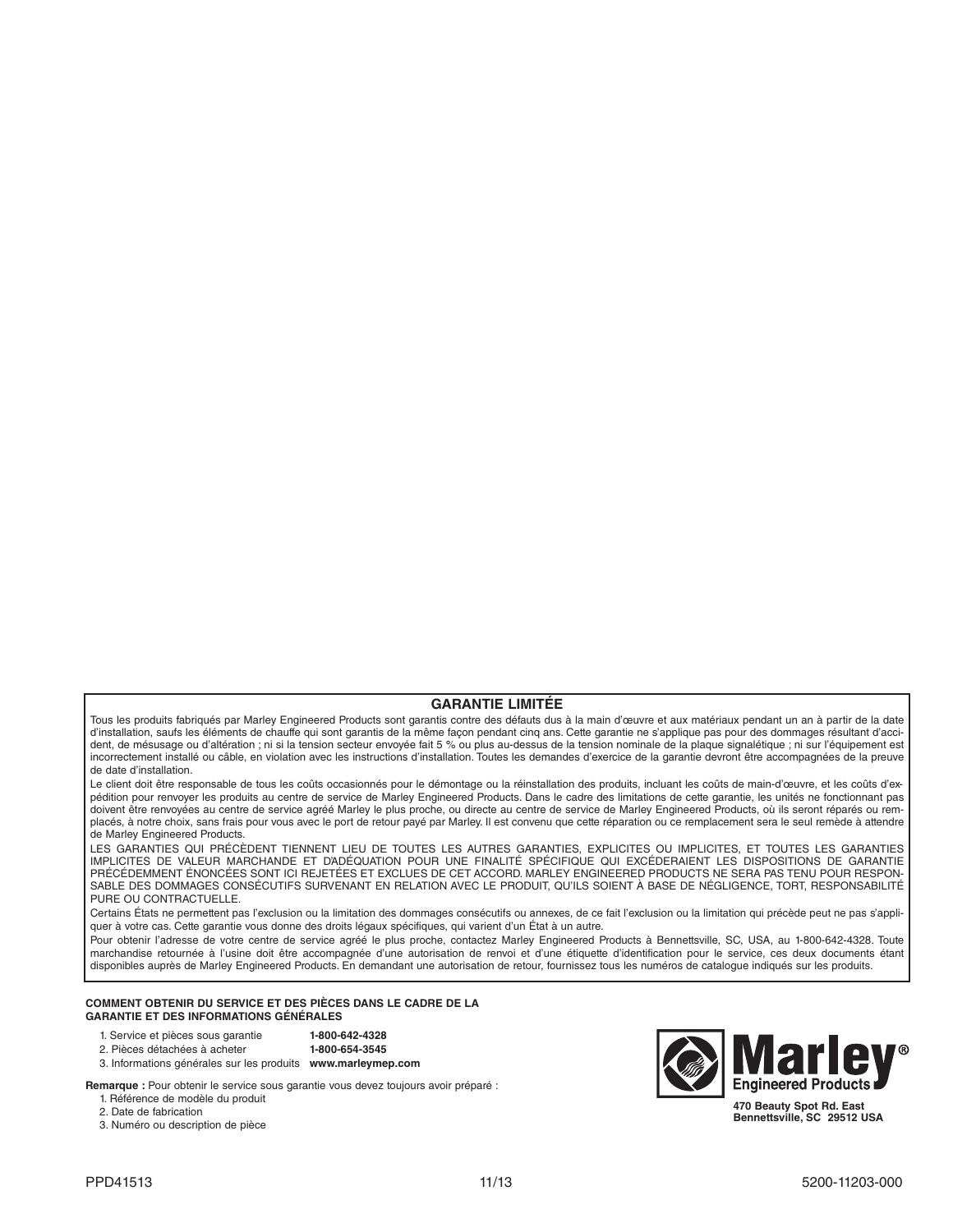## GARANTIE LIMITÉE

Tous les produits fabriqués par Marley Engineered Products sont garantis contre des défauts dus à la main d'œuvre et aux matériaux pendant un an à partir de la date d'installation, saufs les éléments de chauffe qui sont garantis de la même façon pendant cinq ans. Cette garantie ne s'applique pas pour des dommages résultant d'accident, de mésusage ou d'altération ; ni si la tension secteur envoyée fait 5 % ou plus au-dessus de la tension nominale de la plaque signalétique ; ni sur l'équipement est incorrectement installé ou câble, en violation avec les instructions d'installation. Toutes les demandes d'exercice de la garantie devront être accompagnées de la preuve de date d'installation.

Le client doit être responsable de tous les coûts occasionnés pour le démontage ou la réinstallation des produits, incluant les coûts de main-d'œuvre, et les coûts d'expédition pour renvoyer les produits au centre de service de Marley Engineered Products. Dans le cadre des limitations de cette garantie, les unités ne fonctionnant pas doivent être renvoyées au centre de service agréé Marley le plus proche, ou directe au centre de service de Marley Engineered Products, où ils seront réparés ou remplacés, à notre choix, sans frais pour vous avec le port de retour payé par Marley. Il est convenu que cette réparation ou ce remplacement sera le seul remède à attendre de Marley Engineered Products.

LES GARANTIES QUI PRÉCÈDENT TIENNENT LIEU DE TOUTES LES AUTRES GARANTIES, EXPLICITES OU IMPLICITES, ET TOUTES LES GARANTIES IMPLICITES DE VALEUR MARCHANDE ET D'ADÉQUATION POUR UNE FINALITÉ SPÉCIFIQUE QUI EXCÉDERAIENT LES DISPOSITIONS DE GARANTIE PRÉCÉDEMMENT ÉNONCÉES SONT ICI REJETÉES ET EXCLUES DE CET ACCORD. MARLEY ENGINEERED PRODUCTS NE SERA PAS TENU POUR RESPONSABLE DES DOMMAGES CONSÉCUTIFS SURVENANT EN RELATION AVEC LE PRODUIT, QU'ILS SOIENT À BASE DE NÉGLIGENCE, TORT, RESPONSABILITÉ PURE OU CONTRACTUELLE.

Certains États ne permettent pas l'exclusion ou la limitation des dommages consécutifs ou annexes, de ce fait l'exclusion ou la limitation qui précède peut ne pas s'appliquer à votre cas. Cette garantie vous donne des droits légaux spécifiques, qui varient d'un État à un autre.

Pour obtenir l'adresse de votre centre de service agréé le plus proche, contactez Marley Engineered Products à Bennettsville, SC, USA, au 1-800-642-4328. Toute marchandise retournée à l'usine doit être accompagnée d'une autorisation de renvoi et d'une étiquette d'identification pour le service, ces deux documents étant disponibles auprès de Marley Engineered Products. En demandant une autorisation de retour, fournissez tous les numéros de catalogue indiqués sur les produits.

**COMMENT OBTENIR DU SERVICE ET DES PIÈCES DANS LE CADRE DE LA GARANTIE ET DES INFORMATIONS GÉNÉRALES**

1. Service et pièces sous garantie **1-800-642-4328**
2. Pièces détachées à acheter **1-800-654-3545**
3. Informations générales sur les produits **www.marleymep.com**

**Remarque :** Pour obtenir le service sous garantie vous devez toujours avoir préparé :

1. Référence de modèle du produit
2. Date de fabrication
3. Numéro ou description de pièce

**Marley® Engineered Products**

**470 Beauty Spot Rd. East**
**Bennettsville, SC 29512 USA**

PPD41513 11/13 5200-11203-000